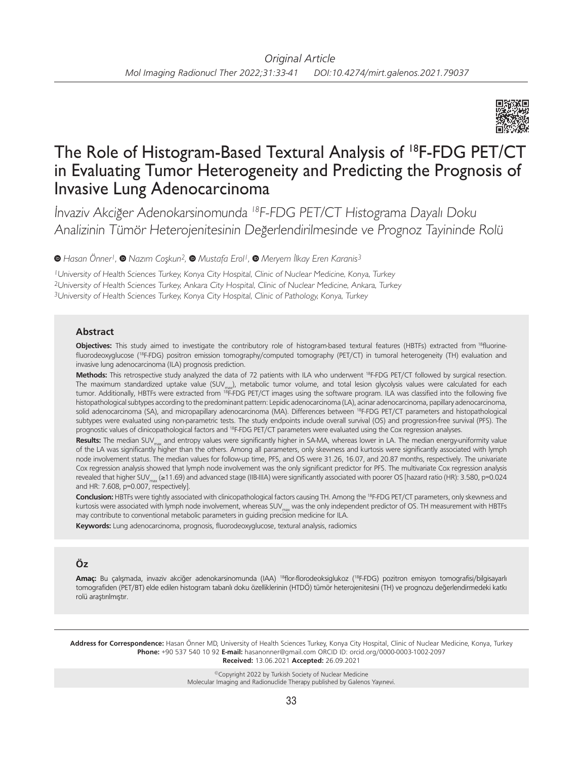Original Article

# The Role of Histogram-Based Textural Analysis of $^{18}$F-FDG PET/CT in Evaluating Tumor Heterogeneity and Predicting the Prognosis of Invasive Lung Adenocarcinoma

*İnvaziv Akciğer Adenokarsinomunda $^{18}$F-FDG PET/CT Histograma Dayalı Doku Analizinin Tümör Heterojenitesinin Değerlendirilmesinde ve Prognoz Tayininde Rolü*

Hasan Önner[1], Nazım Coşkun[2], Mustafa Erol[1], Meryem İlkay Eren Karanis[3]

[1]University of Health Sciences Turkey, Konya City Hospital, Clinic of Nuclear Medicine, Konya, Turkey
[2]University of Health Sciences Turkey, Ankara City Hospital, Clinic of Nuclear Medicine, Ankara, Turkey
[3]University of Health Sciences Turkey, Konya City Hospital, Clinic of Pathology, Konya, Turkey

## Abstract

**Objectives:** This study aimed to investigate the contributory role of histogram-based textural features (HBTFs) extracted from $^{18}$fluorine-fluorodeoxyglucose ($^{18}$F-FDG) positron emission tomography/computed tomography (PET/CT) in tumoral heterogeneity (TH) evaluation and invasive lung adenocarcinoma (ILA) prognosis prediction.

**Methods:** This retrospective study analyzed the data of 72 patients with ILA who underwent $^{18}$F-FDG PET/CT followed by surgical resection. The maximum standardized uptake value ($SUV_{max}$), metabolic tumor volume, and total lesion glycolysis values were calculated for each tumor. Additionally, HBTFs were extracted from $^{18}$F-FDG PET/CT images using the software program. ILA was classified into the following five histopathological subtypes according to the predominant pattern: Lepidic adenocarcinoma (LA), acinar adenocarcinoma, papillary adenocarcinoma, solid adenocarcinoma (SA), and micropapillary adenocarcinoma (MA). Differences between $^{18}$F-FDG PET/CT parameters and histopathological subtypes were evaluated using non-parametric tests. The study endpoints include overall survival (OS) and progression-free survival (PFS). The prognostic values of clinicopathological factors and $^{18}$F-FDG PET/CT parameters were evaluated using the Cox regression analyses.

**Results:** The median $SUV_{max}$ and entropy values were significantly higher in SA-MA, whereas lower in LA. The median energy-uniformity value of the LA was significantly higher than the others. Among all parameters, only skewness and kurtosis were significantly associated with lymph node involvement status. The median values for follow-up time, PFS, and OS were 31.26, 16.07, and 20.87 months, respectively. The univariate Cox regression analysis showed that lymph node involvement was the only significant predictor for PFS. The multivariate Cox regression analysis revealed that higher $SUV_{max}$ (≥11.69) and advanced stage (IIB-IIIA) were significantly associated with poorer OS [hazard ratio (HR): 3.580, p=0.024 and HR: 7.608, p=0.007, respectively].

**Conclusion:** HBTFs were tightly associated with clinicopathological factors causing TH. Among the $^{18}$F-FDG PET/CT parameters, only skewness and kurtosis were associated with lymph node involvement, whereas $SUV_{max}$ was the only independent predictor of OS. TH measurement with HBTFs may contribute to conventional metabolic parameters in guiding precision medicine for ILA.

**Keywords:** Lung adenocarcinoma, prognosis, fluorodeoxyglucose, textural analysis, radiomics

## Öz

**Amaç:** Bu çalışmada, invaziv akciğer adenokarsinomunda (IAA) $^{18}$flor-florodeoksiglukoz ($^{18}$F-FDG) pozitron emisyon tomografisi/bilgisayarlı tomografiden (PET/BT) elde edilen histogram tabanlı doku özelliklerinin (HTDÖ) tümör heterojenitesini (TH) ve prognozu değerlendirmedeki katkı rolü araştırılmıştır.

**Address for Correspondence:** Hasan Önner MD, University of Health Sciences Turkey, Konya City Hospital, Clinic of Nuclear Medicine, Konya, Turkey
**Phone:** +90 537 540 10 92 **E-mail:** hasanonner@gmail.com ORCID ID: orcid.org/0000-0003-1002-2097
**Received:** 13.06.2021 **Accepted:** 26.09.2021

©Copyright 2022 by Turkish Society of Nuclear Medicine
Molecular Imaging and Radionuclide Therapy published by Galenos Yayınevi.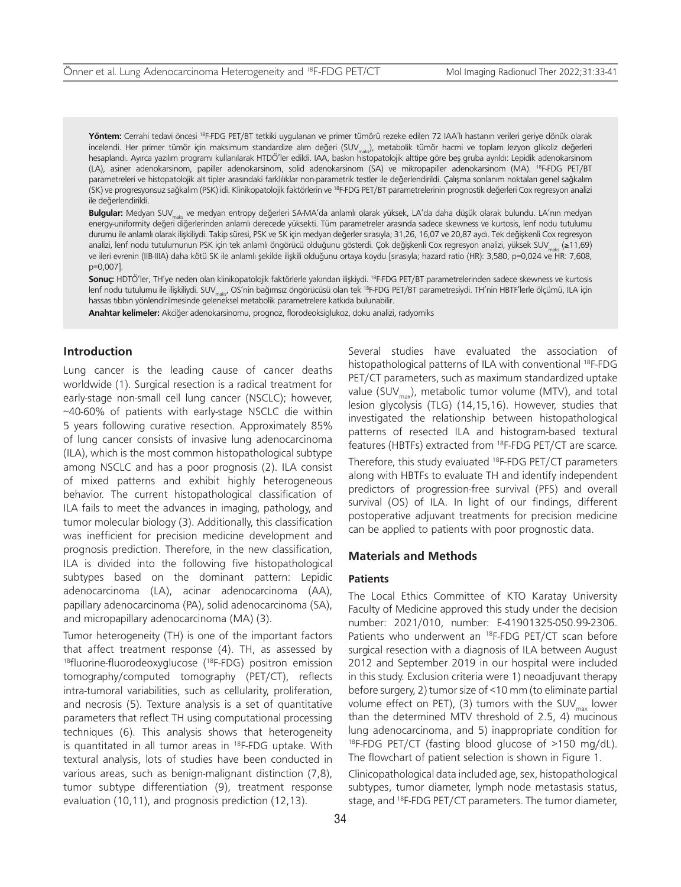**Yöntem:** Cerrahi tedavi öncesi [18]F-FDG PET/BT tetkiki uygulanan ve primer tümörü rezeke edilen 72 IAA'lı hastanın verileri geriye dönük olarak incelendi. Her primer tümör için maksimum standardize alım değeri ($SUV_{maks}$), metabolik tümör hacmi ve toplam lezyon glikoliz değerleri hesaplandı. Ayırca yazılım programı kullanılarak HTDÖ'ler edildi. IAA, baskın histopatolojik alttipe göre beş gruba ayrıldı: Lepidik adenokarsinom (LA), asiner adenokarsinom, papiller adenokarsinom, solid adenokarsinom (SA) ve mikropapiller adenokarsinom (MA). [18]F-FDG PET/BT parametreleri ve histopatolojik alt tipler arasındaki farklılıklar non-parametrik testler ile değerlendirildi. Çalışma sonlanım noktaları genel sağkalım (SK) ve progresyonsuz sağkalım (PSK) idi. Klinikopatolojik faktörlerin ve [18]F-FDG PET/BT parametrelerinin prognostik değerleri Cox regresyon analizi ile değerlendirildi.

**Bulgular:** Medyan $SUV_{maks}$ ve medyan entropy değerleri SA-MA'da anlamlı olarak yüksek, LA'da daha düşük olarak bulundu. LA'nın medyan energy-uniformity değeri diğerlerinden anlamlı derecede yüksekti. Tüm parametreler arasında sadece skewness ve kurtosis, lenf nodu tutulumu durumu ile anlamlı olarak ilişkiliydi. Takip süresi, PSK ve SK için medyan değerler sırasıyla; 31,26, 16,07 ve 20,87 aydı. Tek değişkenli Cox regresyon analizi, lenf nodu tutulumunun PSK için tek anlamlı öngörücü olduğunu gösterdi. Çok değişkenli Cox regresyon analizi, yüksek $SUV_{maks}$ (≥11,69) ve ileri evrenin (IIB-IIIA) daha kötü SK ile anlamlı şekilde ilişkili olduğunu ortaya koydu [sırasıyla; hazard ratio (HR): 3,580, p=0,024 ve HR: 7,608, p=0,007].

**Sonuç:** HDTÖ'ler, TH'ye neden olan klinikopatolojik faktörlerle yakından ilişkiydi. [18]F-FDG PET/BT parametrelerinden sadece skewness ve kurtosis lenf nodu tutulumu ile ilişkiliydi. $SUV_{maks}$, OS'nin bağımsız öngörücüsü olan tek [18]F-FDG PET/BT parametresiydi. TH'nin HBTF'lerle ölçümü, ILA için hassas tıbbın yönlendirilmesinde geleneksel metabolik parametrelere katkıda bulunabilir.

**Anahtar kelimeler:** Akciğer adenokarsinomu, prognoz, florodeoksiglukoz, doku analizi, radyomiks

## Introduction

Lung cancer is the leading cause of cancer deaths worldwide (1). Surgical resection is a radical treatment for early-stage non-small cell lung cancer (NSCLC); however, ~40-60% of patients with early-stage NSCLC die within 5 years following curative resection. Approximately 85% of lung cancer consists of invasive lung adenocarcinoma (ILA), which is the most common histopathological subtype among NSCLC and has a poor prognosis (2). ILA consist of mixed patterns and exhibit highly heterogeneous behavior. The current histopathological classification of ILA fails to meet the advances in imaging, pathology, and tumor molecular biology (3). Additionally, this classification was inefficient for precision medicine development and prognosis prediction. Therefore, in the new classification, ILA is divided into the following five histopathological subtypes based on the dominant pattern: Lepidic adenocarcinoma (LA), acinar adenocarcinoma (AA), papillary adenocarcinoma (PA), solid adenocarcinoma (SA), and micropapillary adenocarcinoma (MA) (3).

Tumor heterogeneity (TH) is one of the important factors that affect treatment response (4). TH, as assessed by [18]fluorine-fluorodeoxyglucose ([18]F-FDG) positron emission tomography/computed tomography (PET/CT), reflects intra-tumoral variabilities, such as cellularity, proliferation, and necrosis (5). Texture analysis is a set of quantitative parameters that reflect TH using computational processing techniques (6). This analysis shows that heterogeneity is quantitated in all tumor areas in [18]F-FDG uptake. With textural analysis, lots of studies have been conducted in various areas, such as benign-malignant distinction (7,8), tumor subtype differentiation (9), treatment response evaluation (10,11), and prognosis prediction (12,13).

Several studies have evaluated the association of histopathological patterns of ILA with conventional [18]F-FDG PET/CT parameters, such as maximum standardized uptake value ($SUV_{max}$), metabolic tumor volume (MTV), and total lesion glycolysis (TLG) (14,15,16). However, studies that investigated the relationship between histopathological patterns of resected ILA and histogram-based textural features (HBTFs) extracted from [18]F-FDG PET/CT are scarce. Therefore, this study evaluated [18]F-FDG PET/CT parameters along with HBTFs to evaluate TH and identify independent predictors of progression-free survival (PFS) and overall survival (OS) of ILA. In light of our findings, different postoperative adjuvant treatments for precision medicine can be applied to patients with poor prognostic data.

## Materials and Methods

### Patients

The Local Ethics Committee of KTO Karatay University Faculty of Medicine approved this study under the decision number: 2021/010, number: E-41901325-050.99-2306. Patients who underwent an [18]F-FDG PET/CT scan before surgical resection with a diagnosis of ILA between August 2012 and September 2019 in our hospital were included in this study. Exclusion criteria were 1) neoadjuvant therapy before surgery, 2) tumor size of <10 mm (to eliminate partial volume effect on PET), (3) tumors with the $SUV_{max}$ lower than the determined MTV threshold of 2.5, 4) mucinous lung adenocarcinoma, and 5) inappropriate condition for [18]F-FDG PET/CT (fasting blood glucose of >150 mg/dL). The flowchart of patient selection is shown in Figure 1.

Clinicopathological data included age, sex, histopathological subtypes, tumor diameter, lymph node metastasis status, stage, and [18]F-FDG PET/CT parameters. The tumor diameter,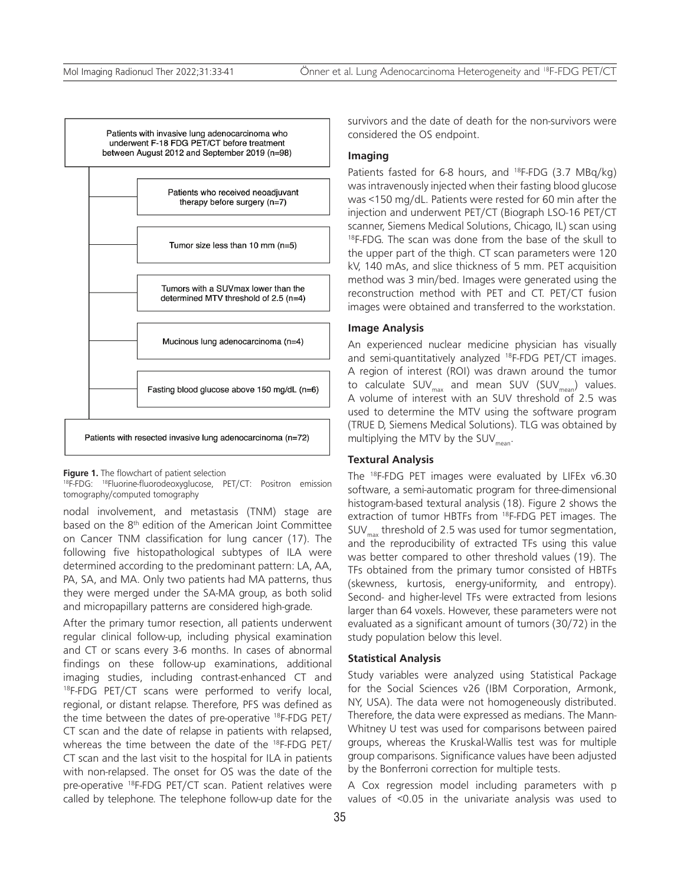Patients with invasive lung adenocarcinoma who underwent F-18 FDG PET/CT before treatment between August 2012 and September 2019 (n=98)

- Patients who received neoadjuvant therapy before surgery (n=7)
- Tumor size less than 10 mm (n=5)
- Tumors with a SUVmax lower than the determined MTV threshold of 2.5 (n=4)
- Mucinous lung adenocarcinoma (n=4)
- Fasting blood glucose above 150 mg/dL (n=6)

Patients with resected invasive lung adenocarcinoma (n=72)

**Figure 1.** The flowchart of patient selection
$^{18}$F-FDG: $^{18}$Fluorine-fluorodeoxyglucose, PET/CT: Positron emission tomography/computed tomography

nodal involvement, and metastasis (TNM) stage are based on the 8th edition of the American Joint Committee on Cancer TNM classification for lung cancer (17). The following five histopathological subtypes of ILA were determined according to the predominant pattern: LA, AA, PA, SA, and MA. Only two patients had MA patterns, thus they were merged under the SA-MA group, as both solid and micropapillary patterns are considered high-grade.

After the primary tumor resection, all patients underwent regular clinical follow-up, including physical examination and CT or scans every 3-6 months. In cases of abnormal findings on these follow-up examinations, additional imaging studies, including contrast-enhanced CT and $^{18}$F-FDG PET/CT scans were performed to verify local, regional, or distant relapse. Therefore, PFS was defined as the time between the dates of pre-operative $^{18}$F-FDG PET/CT scan and the date of relapse in patients with relapsed, whereas the time between the date of the $^{18}$F-FDG PET/CT scan and the last visit to the hospital for ILA in patients with non-relapsed. The onset for OS was the date of the pre-operative $^{18}$F-FDG PET/CT scan. Patient relatives were called by telephone. The telephone follow-up date for the survivors and the date of death for the non-survivors were considered the OS endpoint.

### Imaging

Patients fasted for 6-8 hours, and $^{18}$F-FDG (3.7 MBq/kg) was intravenously injected when their fasting blood glucose was <150 mg/dL. Patients were rested for 60 min after the injection and underwent PET/CT (Biograph LSO-16 PET/CT scanner, Siemens Medical Solutions, Chicago, IL) scan using $^{18}$F-FDG. The scan was done from the base of the skull to the upper part of the thigh. CT scan parameters were 120 kV, 140 mAs, and slice thickness of 5 mm. PET acquisition method was 3 min/bed. Images were generated using the reconstruction method with PET and CT. PET/CT fusion images were obtained and transferred to the workstation.

### Image Analysis

An experienced nuclear medicine physician has visually and semi-quantitatively analyzed $^{18}$F-FDG PET/CT images. A region of interest (ROI) was drawn around the tumor to calculate $SUV_{max}$ and mean SUV ($SUV_{mean}$) values. A volume of interest with an SUV threshold of 2.5 was used to determine the MTV using the software program (TRUE D, Siemens Medical Solutions). TLG was obtained by multiplying the MTV by the $SUV_{mean}$.

### Textural Analysis

The $^{18}$F-FDG PET images were evaluated by LIFEx v6.30 software, a semi-automatic program for three-dimensional histogram-based textural analysis (18). Figure 2 shows the extraction of tumor HBTFs from $^{18}$F-FDG PET images. The $SUV_{max}$ threshold of 2.5 was used for tumor segmentation, and the reproducibility of extracted TFs using this value was better compared to other threshold values (19). The TFs obtained from the primary tumor consisted of HBTFs (skewness, kurtosis, energy-uniformity, and entropy). Second- and higher-level TFs were extracted from lesions larger than 64 voxels. However, these parameters were not evaluated as a significant amount of tumors (30/72) in the study population below this level.

### Statistical Analysis

Study variables were analyzed using Statistical Package for the Social Sciences v26 (IBM Corporation, Armonk, NY, USA). The data were not homogeneously distributed. Therefore, the data were expressed as medians. The Mann-Whitney U test was used for comparisons between paired groups, whereas the Kruskal-Wallis test was for multiple group comparisons. Significance values have been adjusted by the Bonferroni correction for multiple tests.

A Cox regression model including parameters with p values of <0.05 in the univariate analysis was used to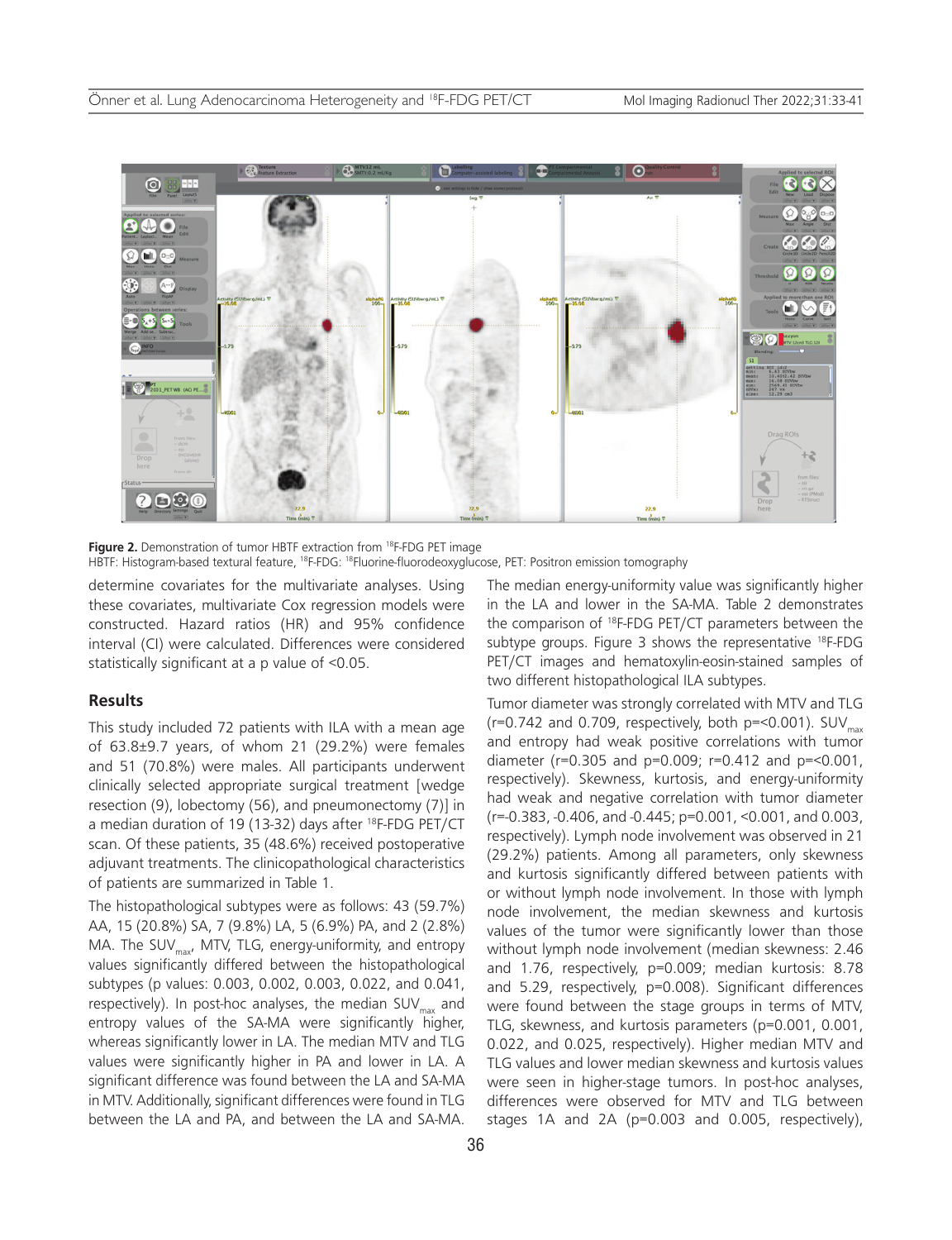**Figure 2.** Demonstration of tumor HBTF extraction from $^{18}$F-FDG PET image
HBTF: Histogram-based textural feature, $^{18}$F-FDG: $^{18}$Fluorine-fluorodeoxyglucose, PET: Positron emission tomography

determine covariates for the multivariate analyses. Using these covariates, multivariate Cox regression models were constructed. Hazard ratios (HR) and 95% confidence interval (CI) were calculated. Differences were considered statistically significant at a p value of <0.05.

## Results

This study included 72 patients with ILA with a mean age of 63.8±9.7 years, of whom 21 (29.2%) were females and 51 (70.8%) were males. All participants underwent clinically selected appropriate surgical treatment [wedge resection (9), lobectomy (56), and pneumonectomy (7)] in a median duration of 19 (13-32) days after $^{18}$F-FDG PET/CT scan. Of these patients, 35 (48.6%) received postoperative adjuvant treatments. The clinicopathological characteristics of patients are summarized in Table 1.

The histopathological subtypes were as follows: 43 (59.7%) AA, 15 (20.8%) SA, 7 (9.8%) LA, 5 (6.9%) PA, and 2 (2.8%) MA. The $SUV_{max}$, MTV, TLG, energy-uniformity, and entropy values significantly differed between the histopathological subtypes (p values: 0.003, 0.002, 0.003, 0.022, and 0.041, respectively). In post-hoc analyses, the median $SUV_{max}$ and entropy values of the SA-MA were significantly higher, whereas significantly lower in LA. The median MTV and TLG values were significantly higher in PA and lower in LA. A significant difference was found between the LA and SA-MA in MTV. Additionally, significant differences were found in TLG between the LA and PA, and between the LA and SA-MA. The median energy-uniformity value was significantly higher in the LA and lower in the SA-MA. Table 2 demonstrates the comparison of $^{18}$F-FDG PET/CT parameters between the subtype groups. Figure 3 shows the representative $^{18}$F-FDG PET/CT images and hematoxylin-eosin-stained samples of two different histopathological ILA subtypes.

Tumor diameter was strongly correlated with MTV and TLG (r=0.742 and 0.709, respectively, both p=<0.001). $SUV_{max}$ and entropy had weak positive correlations with tumor diameter (r=0.305 and p=0.009; r=0.412 and p=<0.001, respectively). Skewness, kurtosis, and energy-uniformity had weak and negative correlation with tumor diameter (r=-0.383, -0.406, and -0.445; p=0.001, <0.001, and 0.003, respectively). Lymph node involvement was observed in 21 (29.2%) patients. Among all parameters, only skewness and kurtosis significantly differed between patients with or without lymph node involvement. In those with lymph node involvement, the median skewness and kurtosis values of the tumor were significantly lower than those without lymph node involvement (median skewness: 2.46 and 1.76, respectively, p=0.009; median kurtosis: 8.78 and 5.29, respectively, p=0.008). Significant differences were found between the stage groups in terms of MTV, TLG, skewness, and kurtosis parameters (p=0.001, 0.001, 0.022, and 0.025, respectively). Higher median MTV and TLG values and lower median skewness and kurtosis values were seen in higher-stage tumors. In post-hoc analyses, differences were observed for MTV and TLG between stages 1A and 2A (p=0.003 and 0.005, respectively),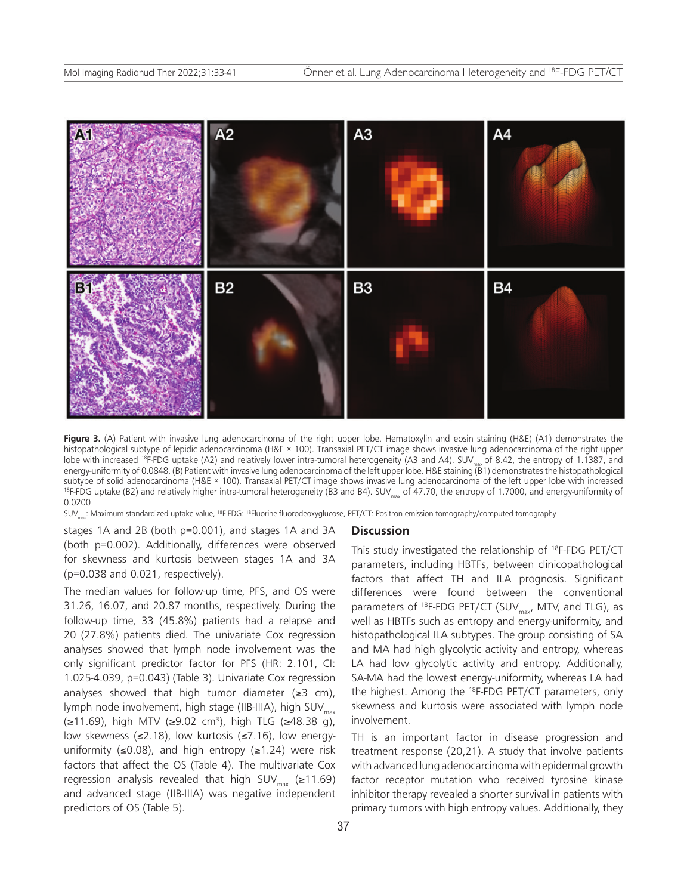**Figure 3.** (A) Patient with invasive lung adenocarcinoma of the right upper lobe. Hematoxylin and eosin staining (H&E) (A1) demonstrates the histopathological subtype of lepidic adenocarcinoma (H&E × 100). Transaxial PET/CT image shows invasive lung adenocarcinoma of the right upper lobe with increased $^{18}$F-FDG uptake (A2) and relatively lower intra-tumoral heterogeneity (A3 and A4). $SUV_{max}$ of 8.42, the entropy of 1.1387, and energy-uniformity of 0.0848. (B) Patient with invasive lung adenocarcinoma of the left upper lobe. H&E staining (B1) demonstrates the histopathological subtype of solid adenocarcinoma (H&E × 100). Transaxial PET/CT image shows invasive lung adenocarcinoma of the left upper lobe with increased $^{18}$F-FDG uptake (B2) and relatively higher intra-tumoral heterogeneity (B3 and B4). $SUV_{max}$ of 47.70, the entropy of 1.7000, and energy-uniformity of 0.0200

$SUV_{max}$: Maximum standardized uptake value, $^{18}$F-FDG: $^{18}$Fluorine-fluorodeoxyglucose, PET/CT: Positron emission tomography/computed tomography

stages 1A and 2B (both p=0.001), and stages 1A and 3A (both p=0.002). Additionally, differences were observed for skewness and kurtosis between stages 1A and 3A (p=0.038 and 0.021, respectively).

The median values for follow-up time, PFS, and OS were 31.26, 16.07, and 20.87 months, respectively. During the follow-up time, 33 (45.8%) patients had a relapse and 20 (27.8%) patients died. The univariate Cox regression analyses showed that lymph node involvement was the only significant predictor factor for PFS (HR: 2.101, CI: 1.025-4.039, p=0.043) (Table 3). Univariate Cox regression analyses showed that high tumor diameter (≥3 cm), lymph node involvement, high stage (IIB-IIIA), high $SUV_{max}$ (≥11.69), high MTV (≥9.02 $cm^3$), high TLG (≥48.38 g), low skewness (≤2.18), low kurtosis (≤7.16), low energy-uniformity (≤0.08), and high entropy (≥1.24) were risk factors that affect the OS (Table 4). The multivariate Cox regression analysis revealed that high $SUV_{max}$ (≥11.69) and advanced stage (IIB-IIIA) was negative independent predictors of OS (Table 5).

## Discussion

This study investigated the relationship of $^{18}$F-FDG PET/CT parameters, including HBTFs, between clinicopathological factors that affect TH and ILA prognosis. Significant differences were found between the conventional parameters of $^{18}$F-FDG PET/CT ($SUV_{max}$, MTV, and TLG), as well as HBTFs such as entropy and energy-uniformity, and histopathological ILA subtypes. The group consisting of SA and MA had high glycolytic activity and entropy, whereas LA had low glycolytic activity and entropy. Additionally, SA-MA had the lowest energy-uniformity, whereas LA had the highest. Among the $^{18}$F-FDG PET/CT parameters, only skewness and kurtosis were associated with lymph node involvement.

TH is an important factor in disease progression and treatment response (20,21). A study that involve patients with advanced lung adenocarcinoma with epidermal growth factor receptor mutation who received tyrosine kinase inhibitor therapy revealed a shorter survival in patients with primary tumors with high entropy values. Additionally, they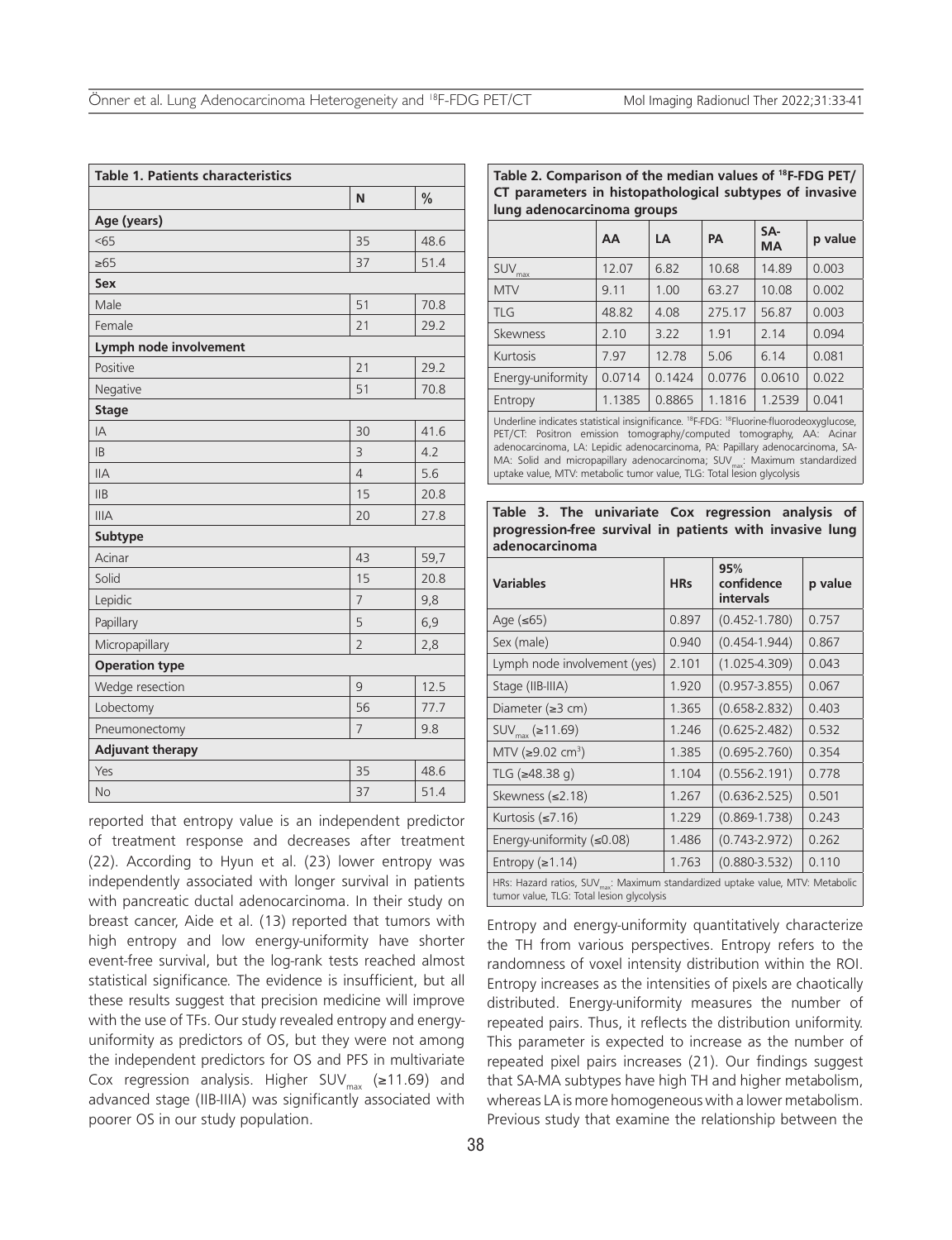| Table 1. Patients characteristics | | |
|---|---|---|
| | N | % |
| **Age (years)** | | |
| <65 | 35 | 48.6 |
| ≥65 | 37 | 51.4 |
| **Sex** | | |
| Male | 51 | 70.8 |
| Female | 21 | 29.2 |
| **Lymph node involvement** | | |
| Positive | 21 | 29.2 |
| Negative | 51 | 70.8 |
| **Stage** | | |
| IA | 30 | 41.6 |
| IB | 3 | 4.2 |
| IIA | 4 | 5.6 |
| IIB | 15 | 20.8 |
| IIIA | 20 | 27.8 |
| **Subtype** | | |
| Acinar | 43 | 59,7 |
| Solid | 15 | 20.8 |
| Lepidic | 7 | 9,8 |
| Papillary | 5 | 6,9 |
| Micropapillary | 2 | 2,8 |
| **Operation type** | | |
| Wedge resection | 9 | 12.5 |
| Lobectomy | 56 | 77.7 |
| Pneumonectomy | 7 | 9.8 |
| **Adjuvant therapy** | | |
| Yes | 35 | 48.6 |
| No | 37 | 51.4 |

reported that entropy value is an independent predictor of treatment response and decreases after treatment (22). According to Hyun et al. (23) lower entropy was independently associated with longer survival in patients with pancreatic ductal adenocarcinoma. In their study on breast cancer, Aide et al. (13) reported that tumors with high entropy and low energy-uniformity have shorter event-free survival, but the log-rank tests reached almost statistical significance. The evidence is insufficient, but all these results suggest that precision medicine will improve with the use of TFs. Our study revealed entropy and energy-uniformity as predictors of OS, but they were not among the independent predictors for OS and PFS in multivariate Cox regression analysis. Higher $SUV_{max}$ (≥11.69) and advanced stage (IIB-IIIA) was significantly associated with poorer OS in our study population.

**Table 2. Comparison of the median values of [18]F-FDG PET/CT parameters in histopathological subtypes of invasive lung adenocarcinoma groups**

| | AA | LA | PA | SA-MA | p value |
|---|---|---|---|---|---|
| $SUV_{max}$ | 12.07 | 6.82 | 10.68 | 14.89 | 0.003 |
| MTV | 9.11 | 1.00 | 63.27 | 10.08 | 0.002 |
| TLG | 48.82 | 4.08 | 275.17 | 56.87 | 0.003 |
| Skewness | 2.10 | 3.22 | 1.91 | 2.14 | 0.094 |
| Kurtosis | 7.97 | 12.78 | 5.06 | 6.14 | 0.081 |
| Energy-uniformity | 0.0714 | 0.1424 | 0.0776 | 0.0610 | 0.022 |
| Entropy | 1.1385 | 0.8865 | 1.1816 | 1.2539 | 0.041 |

Underline indicates statistical insignificance. [18]F-FDG: [18]Fluorine-fluorodeoxyglucose, PET/CT: Positron emission tomography/computed tomography, AA: Acinar adenocarcinoma, LA: Lepidic adenocarcinoma, PA: Papillary adenocarcinoma, SA-MA: Solid and micropapillary adenocarcinoma; $SUV_{max}$: Maximum standardized uptake value, MTV: metabolic tumor value, TLG: Total lesion glycolysis

**Table 3. The univariate Cox regression analysis of progression-free survival in patients with invasive lung adenocarcinoma**

| Variables | HRs | 95% confidence intervals | p value |
|---|---|---|---|
| Age (≤65) | 0.897 | (0.452-1.780) | 0.757 |
| Sex (male) | 0.940 | (0.454-1.944) | 0.867 |
| Lymph node involvement (yes) | 2.101 | (1.025-4.309) | 0.043 |
| Stage (IIB-IIIA) | 1.920 | (0.957-3.855) | 0.067 |
| Diameter (≥3 cm) | 1.365 | (0.658-2.832) | 0.403 |
| $SUV_{max}$ (≥11.69) | 1.246 | (0.625-2.482) | 0.532 |
| MTV (≥9.02 $cm^3$) | 1.385 | (0.695-2.760) | 0.354 |
| TLG (≥48.38 g) | 1.104 | (0.556-2.191) | 0.778 |
| Skewness (≤2.18) | 1.267 | (0.636-2.525) | 0.501 |
| Kurtosis (≤7.16) | 1.229 | (0.869-1.738) | 0.243 |
| Energy-uniformity (≤0.08) | 1.486 | (0.743-2.972) | 0.262 |
| Entropy (≥1.14) | 1.763 | (0.880-3.532) | 0.110 |

HRs: Hazard ratios, $SUV_{max}$: Maximum standardized uptake value, MTV: Metabolic tumor value, TLG: Total lesion glycolysis

Entropy and energy-uniformity quantitatively characterize the TH from various perspectives. Entropy refers to the randomness of voxel intensity distribution within the ROI. Entropy increases as the intensities of pixels are chaotically distributed. Energy-uniformity measures the number of repeated pairs. Thus, it reflects the distribution uniformity. This parameter is expected to increase as the number of repeated pixel pairs increases (21). Our findings suggest that SA-MA subtypes have high TH and higher metabolism, whereas LA is more homogeneous with a lower metabolism. Previous study that examine the relationship between the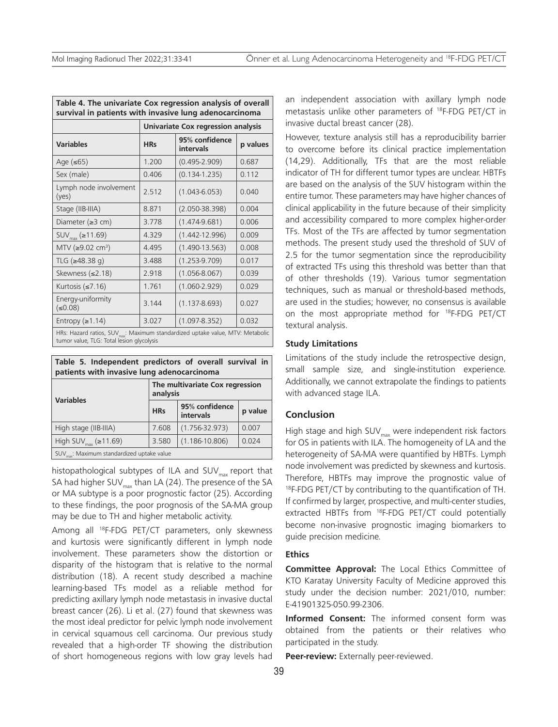**Table 4. The univariate Cox regression analysis of overall survival in patients with invasive lung adenocarcinoma**

| | Univariate Cox regression analysis | | |
|---|---|---|---|
| **Variables** | **HRs** | **95% confidence intervals** | **p values** |
| Age (≤65) | 1.200 | (0.495-2.909) | 0.687 |
| Sex (male) | 0.406 | (0.134-1.235) | 0.112 |
| Lymph node involvement (yes) | 2.512 | (1.043-6.053) | 0.040 |
| Stage (IIB-IIIA) | 8.871 | (2.050-38.398) | 0.004 |
| Diameter (≥3 cm) | 3.778 | (1.474-9.681) | 0.006 |
| $SUV_{max}$ (≥11.69) | 4.329 | (1.442-12.996) | 0.009 |
| MTV (≥9.02 $cm^3$) | 4.495 | (1.490-13.563) | 0.008 |
| TLG (≥48.38 g) | 3.488 | (1.253-9.709) | 0.017 |
| Skewness (≤2.18) | 2.918 | (1.056-8.067) | 0.039 |
| Kurtosis (≤7.16) | 1.761 | (1.060-2.929) | 0.029 |
| Energy-uniformity (≤0.08) | 3.144 | (1.137-8.693) | 0.027 |
| Entropy (≥1.14) | 3.027 | (1.097-8.352) | 0.032 |

HRs: Hazard ratios, $SUV_{max}$: Maximum standardized uptake value, MTV: Metabolic tumor value, TLG: Total lesion glycolysis

**Table 5. Independent predictors of overall survival in patients with invasive lung adenocarcinoma**

| Variables | The multivariate Cox regression analysis | | |
|---|---|---|---|
| | **HRs** | **95% confidence intervals** | **p value** |
| High stage (IIB-IIIA) | 7.608 | (1.756-32.973) | 0.007 |
| High $SUV_{max}$ (≥11.69) | 3.580 | (1.186-10.806) | 0.024 |

$SUV_{max}$: Maximum standardized uptake value

histopathological subtypes of ILA and $SUV_{max}$ report that SA had higher $SUV_{max}$ than LA (24). The presence of the SA or MA subtype is a poor prognostic factor (25). According to these findings, the poor prognosis of the SA-MA group may be due to TH and higher metabolic activity.

Among all [18]F-FDG PET/CT parameters, only skewness and kurtosis were significantly different in lymph node involvement. These parameters show the distortion or disparity of the histogram that is relative to the normal distribution (18). A recent study described a machine learning-based TFs model as a reliable method for predicting axillary lymph node metastasis in invasive ductal breast cancer (26). Li et al. (27) found that skewness was the most ideal predictor for pelvic lymph node involvement in cervical squamous cell carcinoma. Our previous study revealed that a high-order TF showing the distribution of short homogeneous regions with low gray levels had an independent association with axillary lymph node metastasis unlike other parameters of [18]F-FDG PET/CT in invasive ductal breast cancer (28).

However, texture analysis still has a reproducibility barrier to overcome before its clinical practice implementation (14,29). Additionally, TFs that are the most reliable indicator of TH for different tumor types are unclear. HBTFs are based on the analysis of the SUV histogram within the entire tumor. These parameters may have higher chances of clinical applicability in the future because of their simplicity and accessibility compared to more complex higher-order TFs. Most of the TFs are affected by tumor segmentation methods. The present study used the threshold of SUV of 2.5 for the tumor segmentation since the reproducibility of extracted TFs using this threshold was better than that of other thresholds (19). Various tumor segmentation techniques, such as manual or threshold-based methods, are used in the studies; however, no consensus is available on the most appropriate method for [18]F-FDG PET/CT textural analysis.

### Study Limitations

Limitations of the study include the retrospective design, small sample size, and single-institution experience. Additionally, we cannot extrapolate the findings to patients with advanced stage ILA.

## Conclusion

High stage and high $SUV_{max}$ were independent risk factors for OS in patients with ILA. The homogeneity of LA and the heterogeneity of SA-MA were quantified by HBTFs. Lymph node involvement was predicted by skewness and kurtosis. Therefore, HBTFs may improve the prognostic value of [18]F-FDG PET/CT by contributing to the quantification of TH. If confirmed by larger, prospective, and multi-center studies, extracted HBTFs from [18]F-FDG PET/CT could potentially become non-invasive prognostic imaging biomarkers to guide precision medicine.

### Ethics

**Committee Approval:** The Local Ethics Committee of KTO Karatay University Faculty of Medicine approved this study under the decision number: 2021/010, number: E-41901325-050.99-2306.

**Informed Consent:** The informed consent form was obtained from the patients or their relatives who participated in the study.

**Peer-review:** Externally peer-reviewed.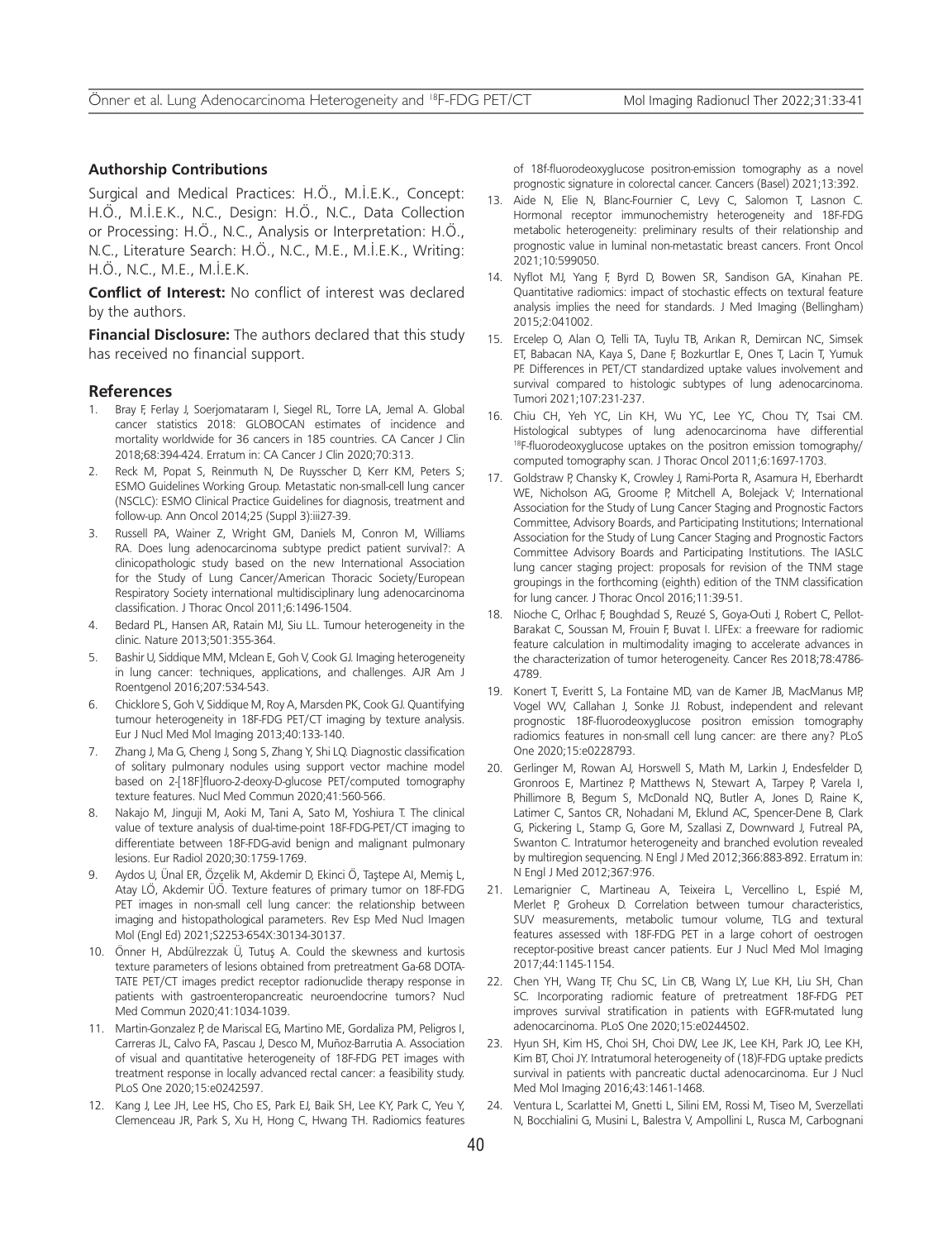### Authorship Contributions

Surgical and Medical Practices: H.Ö., M.İ.E.K., Concept: H.Ö., M.İ.E.K., N.C., Design: H.Ö., N.C., Data Collection or Processing: H.Ö., N.C., Analysis or Interpretation: H.Ö., N.C., Literature Search: H.Ö., N.C., M.E., M.İ.E.K., Writing: H.Ö., N.C., M.E., M.İ.E.K.

**Conflict of Interest:** No conflict of interest was declared by the authors.

**Financial Disclosure:** The authors declared that this study has received no financial support.

## References

1. Bray F, Ferlay J, Soerjomataram I, Siegel RL, Torre LA, Jemal A. Global cancer statistics 2018: GLOBOCAN estimates of incidence and mortality worldwide for 36 cancers in 185 countries. CA Cancer J Clin 2018;68:394-424. Erratum in: CA Cancer J Clin 2020;70:313.
2. Reck M, Popat S, Reinmuth N, De Ruysscher D, Kerr KM, Peters S; ESMO Guidelines Working Group. Metastatic non-small-cell lung cancer (NSCLC): ESMO Clinical Practice Guidelines for diagnosis, treatment and follow-up. Ann Oncol 2014;25 (Suppl 3):iii27-39.
3. Russell PA, Wainer Z, Wright GM, Daniels M, Conron M, Williams RA. Does lung adenocarcinoma subtype predict patient survival?: A clinicopathologic study based on the new International Association for the Study of Lung Cancer/American Thoracic Society/European Respiratory Society international multidisciplinary lung adenocarcinoma classification. J Thorac Oncol 2011;6:1496-1504.
4. Bedard PL, Hansen AR, Ratain MJ, Siu LL. Tumour heterogeneity in the clinic. Nature 2013;501:355-364.
5. Bashir U, Siddique MM, Mclean E, Goh V, Cook GJ. Imaging heterogeneity in lung cancer: techniques, applications, and challenges. AJR Am J Roentgenol 2016;207:534-543.
6. Chicklore S, Goh V, Siddique M, Roy A, Marsden PK, Cook GJ. Quantifying tumour heterogeneity in 18F-FDG PET/CT imaging by texture analysis. Eur J Nucl Med Mol Imaging 2013;40:133-140.
7. Zhang J, Ma G, Cheng J, Song S, Zhang Y, Shi LQ. Diagnostic classification of solitary pulmonary nodules using support vector machine model based on 2-[18F]fluoro-2-deoxy-D-glucose PET/computed tomography texture features. Nucl Med Commun 2020;41:560-566.
8. Nakajo M, Jinguji M, Aoki M, Tani A, Sato M, Yoshiura T. The clinical value of texture analysis of dual-time-point 18F-FDG-PET/CT imaging to differentiate between 18F-FDG-avid benign and malignant pulmonary lesions. Eur Radiol 2020;30:1759-1769.
9. Aydos U, Ünal ER, Özçelik M, Akdemir D, Ekinci Ö, Taştepe AI, Memiş L, Atay LÖ, Akdemir ÜÖ. Texture features of primary tumor on 18F-FDG PET images in non-small cell lung cancer: the relationship between imaging and histopathological parameters. Rev Esp Med Nucl Imagen Mol (Engl Ed) 2021;S2253-654X:30134-30137.
10. Önner H, Abdülrezzak Ü, Tutuş A. Could the skewness and kurtosis texture parameters of lesions obtained from pretreatment Ga-68 DOTA-TATE PET/CT images predict receptor radionuclide therapy response in patients with gastroenteropancreatic neuroendocrine tumors? Nucl Med Commun 2020;41:1034-1039.
11. Martin-Gonzalez P, de Mariscal EG, Martino ME, Gordaliza PM, Peligros I, Carreras JL, Calvo FA, Pascau J, Desco M, Muñoz-Barrutia A. Association of visual and quantitative heterogeneity of 18F-FDG PET images with treatment response in locally advanced rectal cancer: a feasibility study. PLoS One 2020;15:e0242597.
12. Kang J, Lee JH, Lee HS, Cho ES, Park EJ, Baik SH, Lee KY, Park C, Yeu Y, Clemenceau JR, Park S, Xu H, Hong C, Hwang TH. Radiomics features of 18f-fluorodeoxyglucose positron-emission tomography as a novel prognostic signature in colorectal cancer. Cancers (Basel) 2021;13:392.
13. Aide N, Elie N, Blanc-Fournier C, Levy C, Salomon T, Lasnon C. Hormonal receptor immunochemistry heterogeneity and 18F-FDG metabolic heterogeneity: preliminary results of their relationship and prognostic value in luminal non-metastatic breast cancers. Front Oncol 2021;10:599050.
14. Nyflot MJ, Yang F, Byrd D, Bowen SR, Sandison GA, Kinahan PE. Quantitative radiomics: impact of stochastic effects on textural feature analysis implies the need for standards. J Med Imaging (Bellingham) 2015;2:041002.
15. Ercelep O, Alan O, Telli TA, Tuylu TB, Arıkan R, Demircan NC, Simsek ET, Babacan NA, Kaya S, Dane F, Bozkurtlar E, Ones T, Lacin T, Yumuk PF. Differences in PET/CT standardized uptake values involvement and survival compared to histologic subtypes of lung adenocarcinoma. Tumori 2021;107:231-237.
16. Chiu CH, Yeh YC, Lin KH, Wu YC, Lee YC, Chou TY, Tsai CM. Histological subtypes of lung adenocarcinoma have differential $^{18}$F-fluorodeoxyglucose uptakes on the positron emission tomography/computed tomography scan. J Thorac Oncol 2011;6:1697-1703.
17. Goldstraw P, Chansky K, Crowley J, Rami-Porta R, Asamura H, Eberhardt WE, Nicholson AG, Groome P, Mitchell A, Bolejack V; International Association for the Study of Lung Cancer Staging and Prognostic Factors Committee, Advisory Boards, and Participating Institutions; International Association for the Study of Lung Cancer Staging and Prognostic Factors Committee Advisory Boards and Participating Institutions. The IASLC lung cancer staging project: proposals for revision of the TNM stage groupings in the forthcoming (eighth) edition of the TNM classification for lung cancer. J Thorac Oncol 2016;11:39-51.
18. Nioche C, Orlhac F, Boughdad S, Reuzé S, Goya-Outi J, Robert C, Pellot-Barakat C, Soussan M, Frouin F, Buvat I. LIFEx: a freeware for radiomic feature calculation in multimodality imaging to accelerate advances in the characterization of tumor heterogeneity. Cancer Res 2018;78:4786-4789.
19. Konert T, Everitt S, La Fontaine MD, van de Kamer JB, MacManus MP, Vogel WV, Callahan J, Sonke JJ. Robust, independent and relevant prognostic 18F-fluorodeoxyglucose positron emission tomography radiomics features in non-small cell lung cancer: are there any? PLoS One 2020;15:e0228793.
20. Gerlinger M, Rowan AJ, Horswell S, Math M, Larkin J, Endesfelder D, Gronroos E, Martinez P, Matthews N, Stewart A, Tarpey P, Varela I, Phillimore B, Begum S, McDonald NQ, Butler A, Jones D, Raine K, Latimer C, Santos CR, Nohadani M, Eklund AC, Spencer-Dene B, Clark G, Pickering L, Stamp G, Gore M, Szallasi Z, Downward J, Futreal PA, Swanton C. Intratumor heterogeneity and branched evolution revealed by multiregion sequencing. N Engl J Med 2012;366:883-892. Erratum in: N Engl J Med 2012;367:976.
21. Lemarignier C, Martineau A, Teixeira L, Vercellino L, Espié M, Merlet P, Groheux D. Correlation between tumour characteristics, SUV measurements, metabolic tumour volume, TLG and textural features assessed with 18F-FDG PET in a large cohort of oestrogen receptor-positive breast cancer patients. Eur J Nucl Med Mol Imaging 2017;44:1145-1154.
22. Chen YH, Wang TF, Chu SC, Lin CB, Wang LY, Lue KH, Liu SH, Chan SC. Incorporating radiomic feature of pretreatment 18F-FDG PET improves survival stratification in patients with EGFR-mutated lung adenocarcinoma. PLoS One 2020;15:e0244502.
23. Hyun SH, Kim HS, Choi SH, Choi DW, Lee JK, Lee KH, Park JO, Lee KH, Kim BT, Choi JY. Intratumoral heterogeneity of (18)F-FDG uptake predicts survival in patients with pancreatic ductal adenocarcinoma. Eur J Nucl Med Mol Imaging 2016;43:1461-1468.
24. Ventura L, Scarlattei M, Gnetti L, Silini EM, Rossi M, Tiseo M, Sverzellati N, Bocchialini G, Musini L, Balestra V, Ampollini L, Rusca M, Carbognani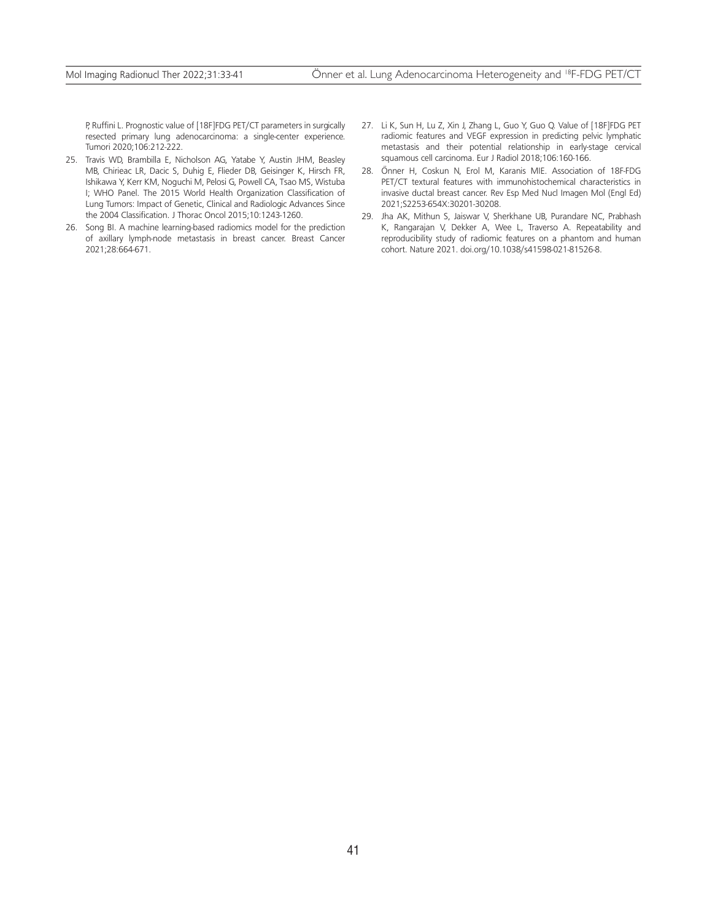P, Ruffini L. Prognostic value of [18F]FDG PET/CT parameters in surgically resected primary lung adenocarcinoma: a single-center experience. Tumori 2020;106:212-222.

25. Travis WD, Brambilla E, Nicholson AG, Yatabe Y, Austin JHM, Beasley MB, Chirieac LR, Dacic S, Duhig E, Flieder DB, Geisinger K, Hirsch FR, Ishikawa Y, Kerr KM, Noguchi M, Pelosi G, Powell CA, Tsao MS, Wistuba I; WHO Panel. The 2015 World Health Organization Classification of Lung Tumors: Impact of Genetic, Clinical and Radiologic Advances Since the 2004 Classification. J Thorac Oncol 2015;10:1243-1260.
26. Song BI. A machine learning-based radiomics model for the prediction of axillary lymph-node metastasis in breast cancer. Breast Cancer 2021;28:664-671.
27. Li K, Sun H, Lu Z, Xin J, Zhang L, Guo Y, Guo Q. Value of [18F]FDG PET radiomic features and VEGF expression in predicting pelvic lymphatic metastasis and their potential relationship in early-stage cervical squamous cell carcinoma. Eur J Radiol 2018;106:160-166.
28. Önner H, Coskun N, Erol M, Karanis MIE. Association of 18F-FDG PET/CT textural features with immunohistochemical characteristics in invasive ductal breast cancer. Rev Esp Med Nucl Imagen Mol (Engl Ed) 2021;S2253-654X:30201-30208.
29. Jha AK, Mithun S, Jaiswar V, Sherkhane UB, Purandare NC, Prabhash K, Rangarajan V, Dekker A, Wee L, Traverso A. Repeatability and reproducibility study of radiomic features on a phantom and human cohort. Nature 2021. doi.org/10.1038/s41598-021-81526-8.